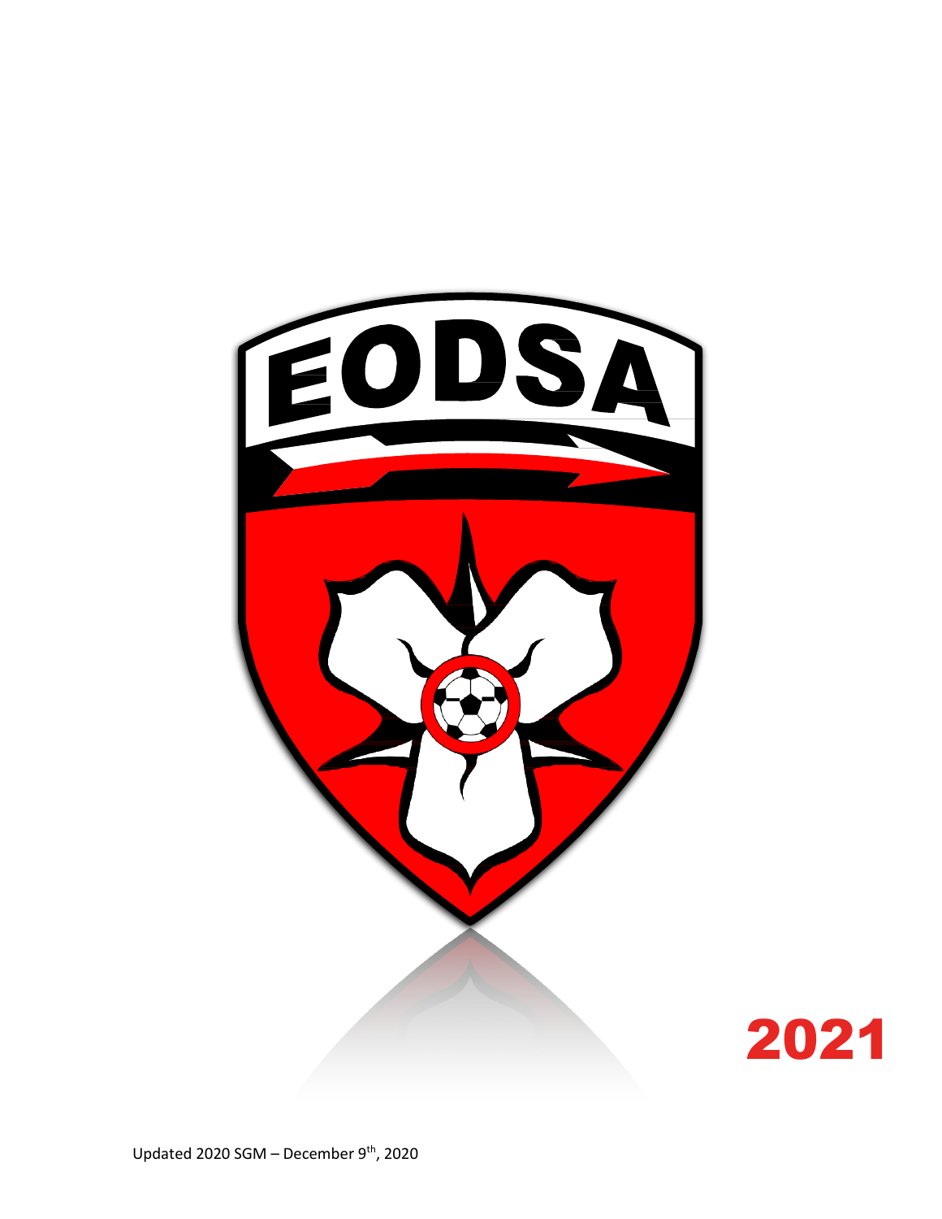EODSA

2021

Updated 2020 SGM – December 9th, 2020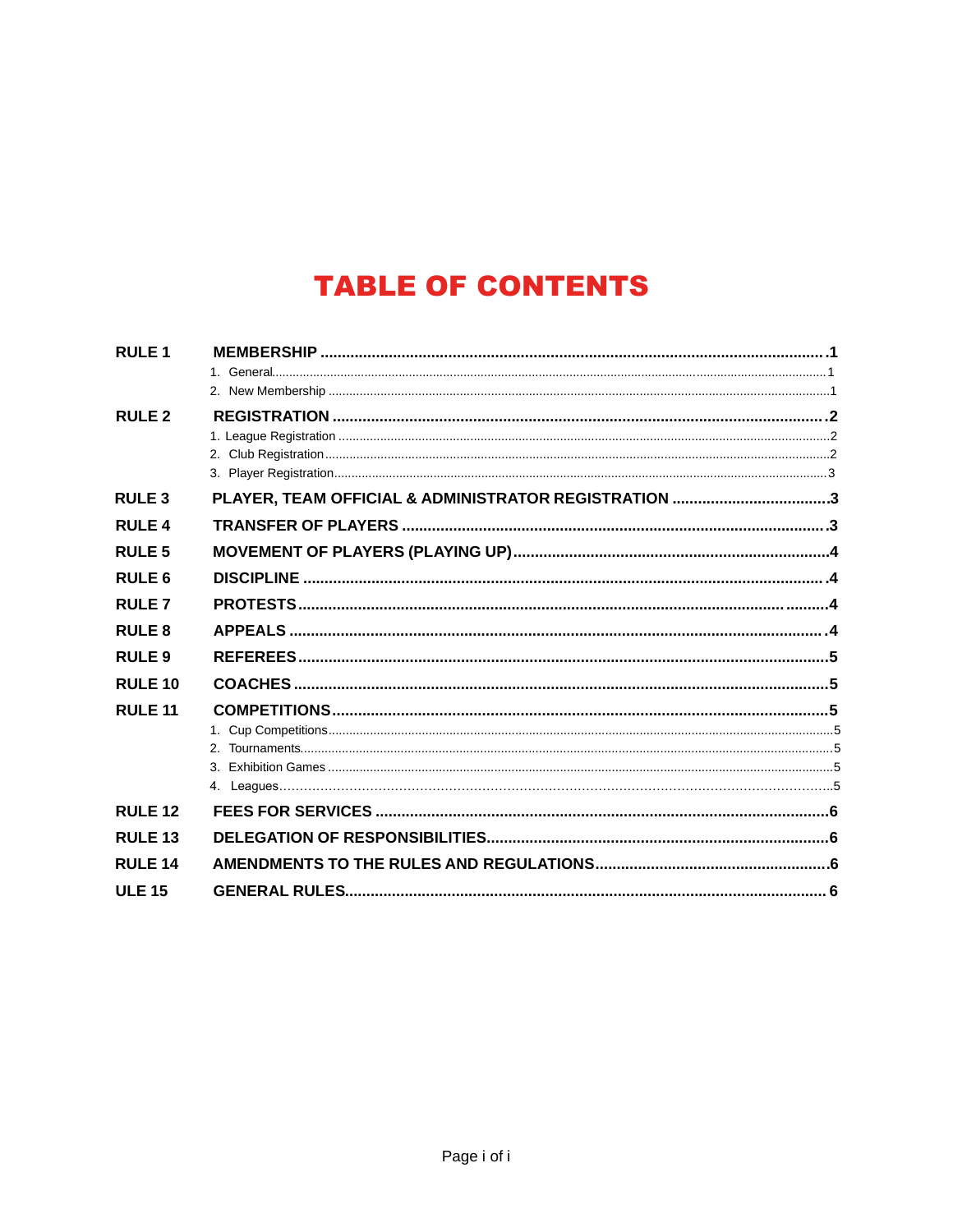# TABLE OF CONTENTS

| | | |
|---|---|---|
| **RULE 1** | **MEMBERSHIP** | **1** |
| | 1. General | 1 |
| | 2. New Membership | 1 |
| **RULE 2** | **REGISTRATION** | **2** |
| | 1. League Registration | 2 |
| | 2. Club Registration | 2 |
| | 3. Player Registration | 3 |
| **RULE 3** | **PLAYER, TEAM OFFICIAL & ADMINISTRATOR REGISTRATION** | **3** |
| **RULE 4** | **TRANSFER OF PLAYERS** | **3** |
| **RULE 5** | **MOVEMENT OF PLAYERS (PLAYING UP)** | **4** |
| **RULE 6** | **DISCIPLINE** | **4** |
| **RULE 7** | **PROTESTS** | **4** |
| **RULE 8** | **APPEALS** | **4** |
| **RULE 9** | **REFEREES** | **5** |
| **RULE 10** | **COACHES** | **5** |
| **RULE 11** | **COMPETITIONS** | **5** |
| | 1. Cup Competitions | 5 |
| | 2. Tournaments | 5 |
| | 3. Exhibition Games | 5 |
| | 4. Leagues | 5 |
| **RULE 12** | **FEES FOR SERVICES** | **6** |
| **RULE 13** | **DELEGATION OF RESPONSIBILITIES** | **6** |
| **RULE 14** | **AMENDMENTS TO THE RULES AND REGULATIONS** | **6** |
| **ULE 15** | **GENERAL RULES** | **6** |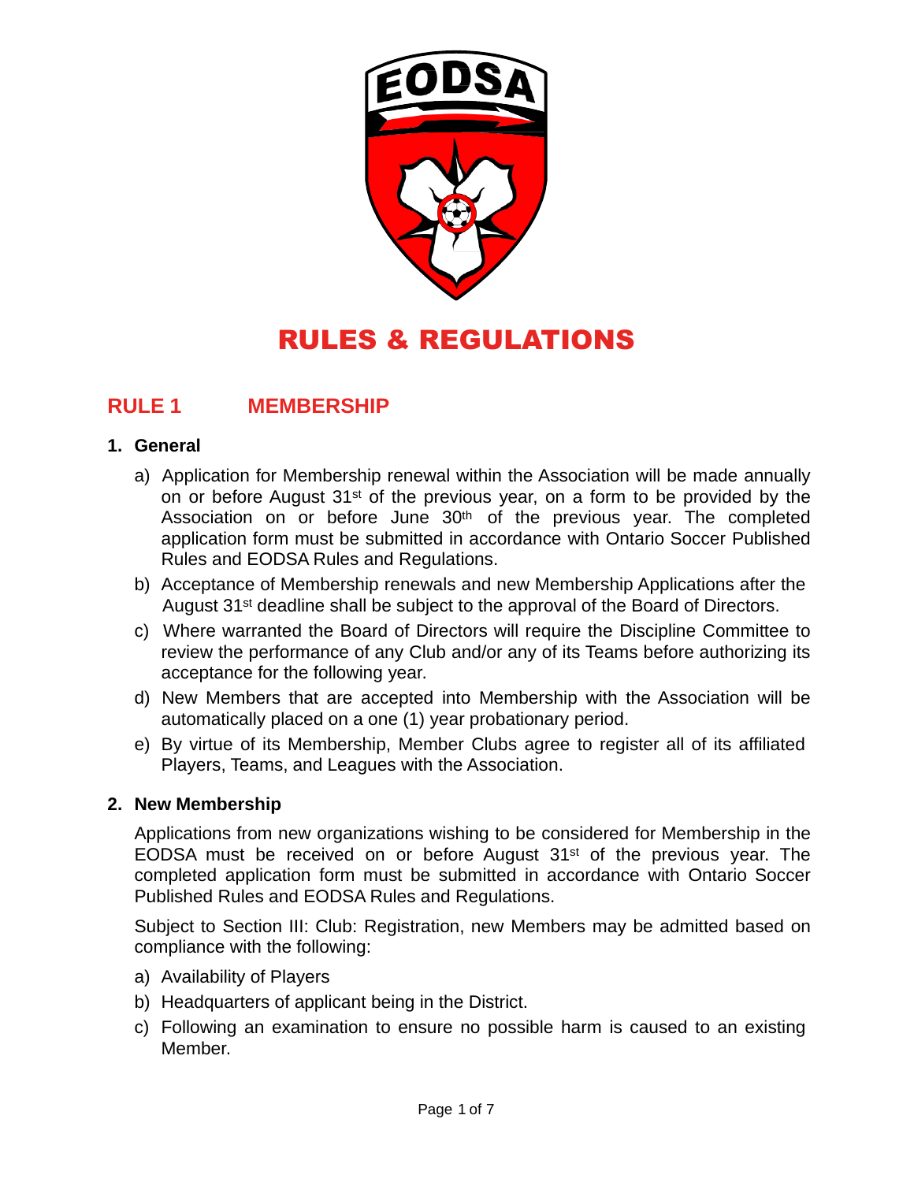# RULES & REGULATIONS

## RULE 1 MEMBERSHIP

### 1. General

a) Application for Membership renewal within the Association will be made annually on or before August 31st of the previous year, on a form to be provided by the Association on or before June 30th of the previous year. The completed application form must be submitted in accordance with Ontario Soccer Published Rules and EODSA Rules and Regulations.

b) Acceptance of Membership renewals and new Membership Applications after the August 31st deadline shall be subject to the approval of the Board of Directors.

c) Where warranted the Board of Directors will require the Discipline Committee to review the performance of any Club and/or any of its Teams before authorizing its acceptance for the following year.

d) New Members that are accepted into Membership with the Association will be automatically placed on a one (1) year probationary period.

e) By virtue of its Membership, Member Clubs agree to register all of its affiliated Players, Teams, and Leagues with the Association.

### 2. New Membership

Applications from new organizations wishing to be considered for Membership in the EODSA must be received on or before August 31st of the previous year. The completed application form must be submitted in accordance with Ontario Soccer Published Rules and EODSA Rules and Regulations.

Subject to Section III: Club: Registration, new Members may be admitted based on compliance with the following:

a) Availability of Players

b) Headquarters of applicant being in the District.

c) Following an examination to ensure no possible harm is caused to an existing Member.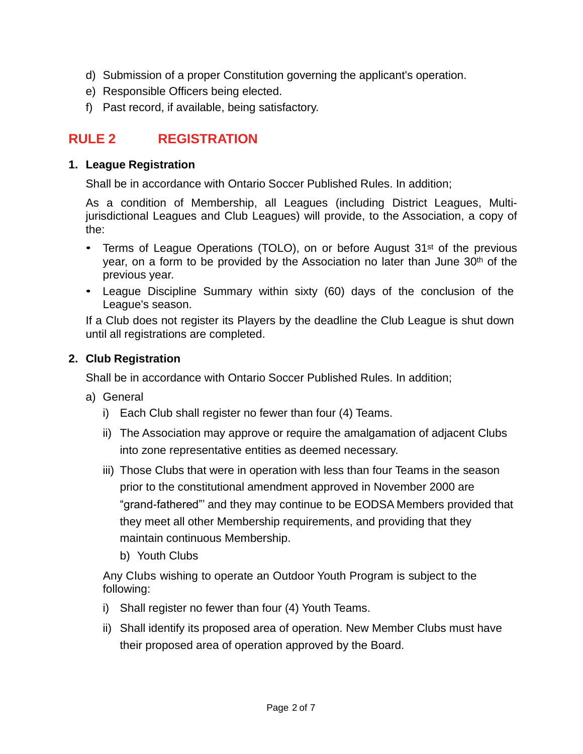d) Submission of a proper Constitution governing the applicant's operation.
e) Responsible Officers being elected.
f) Past record, if available, being satisfactory.

## RULE 2 REGISTRATION

### 1. League Registration

Shall be in accordance with Ontario Soccer Published Rules. In addition;

As a condition of Membership, all Leagues (including District Leagues, Multi-jurisdictional Leagues and Club Leagues) will provide, to the Association, a copy of the:

- Terms of League Operations (TOLO), on or before August 31st of the previous year, on a form to be provided by the Association no later than June 30th of the previous year.
- League Discipline Summary within sixty (60) days of the conclusion of the League's season.

If a Club does not register its Players by the deadline the Club League is shut down until all registrations are completed.

### 2. Club Registration

Shall be in accordance with Ontario Soccer Published Rules. In addition;

a) General

i) Each Club shall register no fewer than four (4) Teams.

ii) The Association may approve or require the amalgamation of adjacent Clubs into zone representative entities as deemed necessary.

iii) Those Clubs that were in operation with less than four Teams in the season prior to the constitutional amendment approved in November 2000 are “grand-fathered”' and they may continue to be EODSA Members provided that they meet all other Membership requirements, and providing that they maintain continuous Membership.

b) Youth Clubs

Any Clubs wishing to operate an Outdoor Youth Program is subject to the following:

i) Shall register no fewer than four (4) Youth Teams.

ii) Shall identify its proposed area of operation. New Member Clubs must have their proposed area of operation approved by the Board.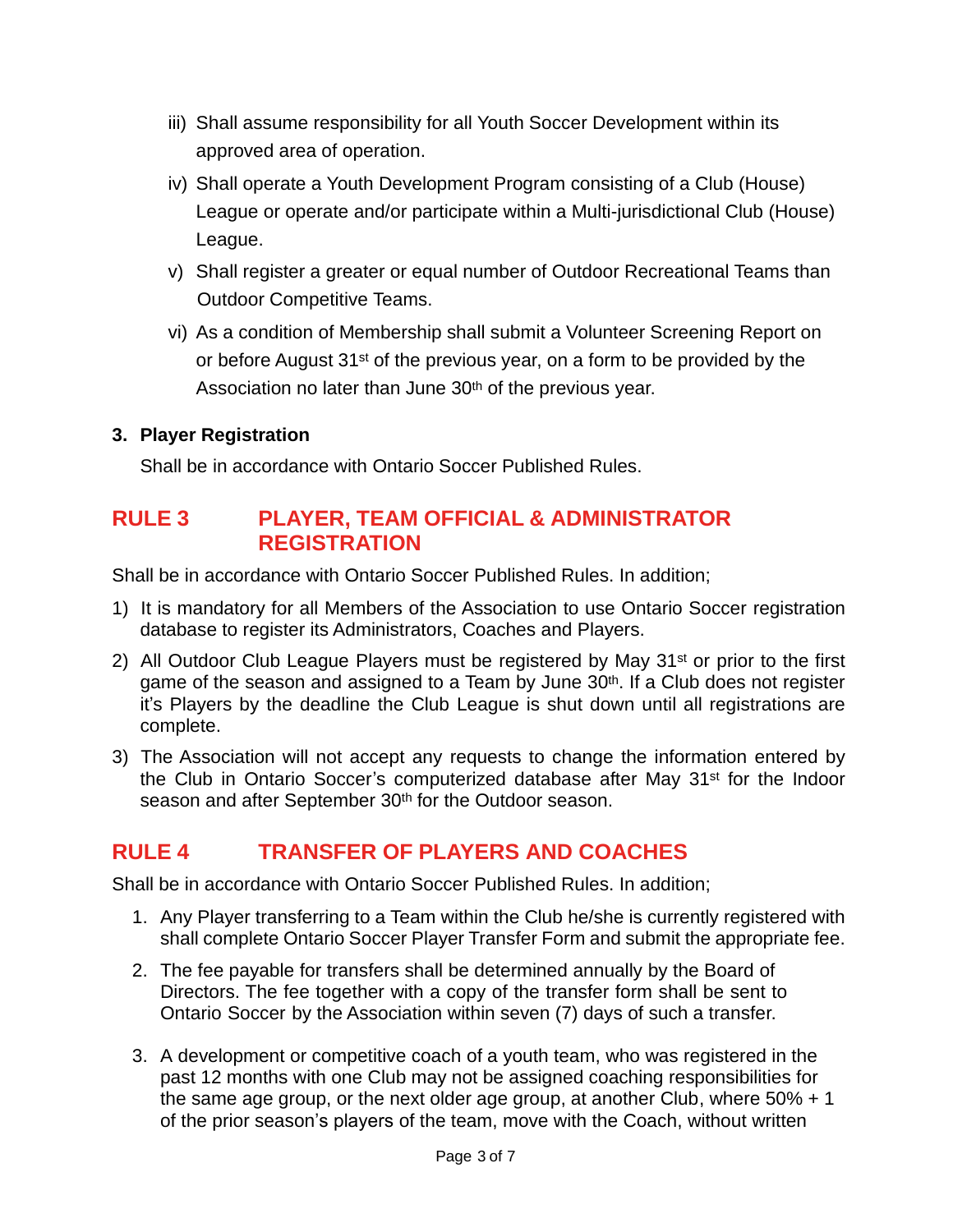iii) Shall assume responsibility for all Youth Soccer Development within its approved area of operation.

iv) Shall operate a Youth Development Program consisting of a Club (House) League or operate and/or participate within a Multi-jurisdictional Club (House) League.

v) Shall register a greater or equal number of Outdoor Recreational Teams than Outdoor Competitive Teams.

vi) As a condition of Membership shall submit a Volunteer Screening Report on or before August 31st of the previous year, on a form to be provided by the Association no later than June 30th of the previous year.

**3. Player Registration**

Shall be in accordance with Ontario Soccer Published Rules.

## RULE 3 PLAYER, TEAM OFFICIAL & ADMINISTRATOR REGISTRATION

Shall be in accordance with Ontario Soccer Published Rules. In addition;

1) It is mandatory for all Members of the Association to use Ontario Soccer registration database to register its Administrators, Coaches and Players.

2) All Outdoor Club League Players must be registered by May 31st or prior to the first game of the season and assigned to a Team by June 30th. If a Club does not register it's Players by the deadline the Club League is shut down until all registrations are complete.

3) The Association will not accept any requests to change the information entered by the Club in Ontario Soccer's computerized database after May 31st for the Indoor season and after September 30th for the Outdoor season.

## RULE 4 TRANSFER OF PLAYERS AND COACHES

Shall be in accordance with Ontario Soccer Published Rules. In addition;

1. Any Player transferring to a Team within the Club he/she is currently registered with shall complete Ontario Soccer Player Transfer Form and submit the appropriate fee.

2. The fee payable for transfers shall be determined annually by the Board of Directors. The fee together with a copy of the transfer form shall be sent to Ontario Soccer by the Association within seven (7) days of such a transfer.

3. A development or competitive coach of a youth team, who was registered in the past 12 months with one Club may not be assigned coaching responsibilities for the same age group, or the next older age group, at another Club, where 50% + 1 of the prior season's players of the team, move with the Coach, without written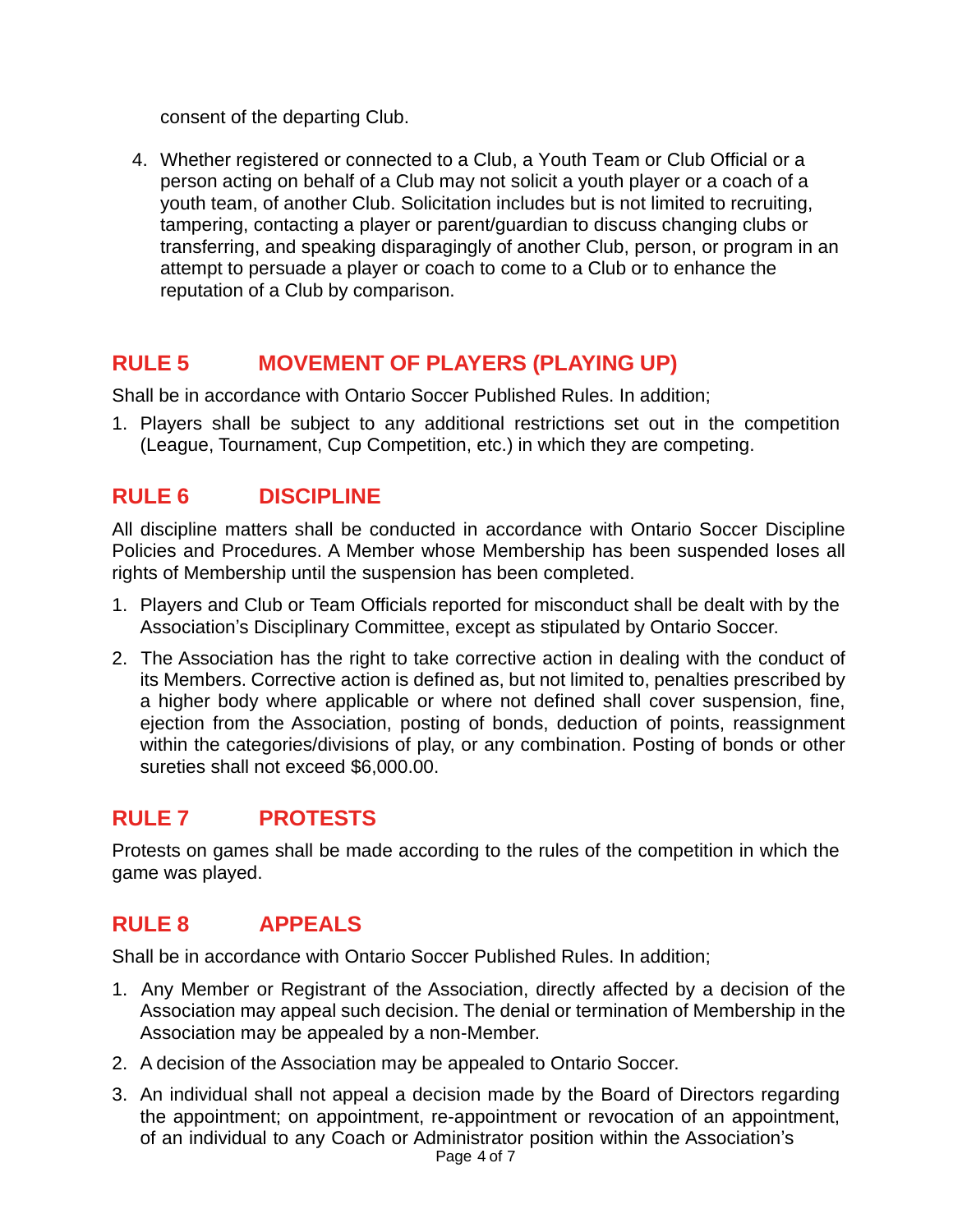consent of the departing Club.

4. Whether registered or connected to a Club, a Youth Team or Club Official or a person acting on behalf of a Club may not solicit a youth player or a coach of a youth team, of another Club. Solicitation includes but is not limited to recruiting, tampering, contacting a player or parent/guardian to discuss changing clubs or transferring, and speaking disparagingly of another Club, person, or program in an attempt to persuade a player or coach to come to a Club or to enhance the reputation of a Club by comparison.

## RULE 5 MOVEMENT OF PLAYERS (PLAYING UP)

Shall be in accordance with Ontario Soccer Published Rules. In addition;

1. Players shall be subject to any additional restrictions set out in the competition (League, Tournament, Cup Competition, etc.) in which they are competing.

## RULE 6 DISCIPLINE

All discipline matters shall be conducted in accordance with Ontario Soccer Discipline Policies and Procedures. A Member whose Membership has been suspended loses all rights of Membership until the suspension has been completed.

1. Players and Club or Team Officials reported for misconduct shall be dealt with by the Association's Disciplinary Committee, except as stipulated by Ontario Soccer.
2. The Association has the right to take corrective action in dealing with the conduct of its Members. Corrective action is defined as, but not limited to, penalties prescribed by a higher body where applicable or where not defined shall cover suspension, fine, ejection from the Association, posting of bonds, deduction of points, reassignment within the categories/divisions of play, or any combination. Posting of bonds or other sureties shall not exceed $6,000.00.

## RULE 7 PROTESTS

Protests on games shall be made according to the rules of the competition in which the game was played.

## RULE 8 APPEALS

Shall be in accordance with Ontario Soccer Published Rules. In addition;

1. Any Member or Registrant of the Association, directly affected by a decision of the Association may appeal such decision. The denial or termination of Membership in the Association may be appealed by a non-Member.
2. A decision of the Association may be appealed to Ontario Soccer.
3. An individual shall not appeal a decision made by the Board of Directors regarding the appointment; on appointment, re-appointment or revocation of an appointment, of an individual to any Coach or Administrator position within the Association's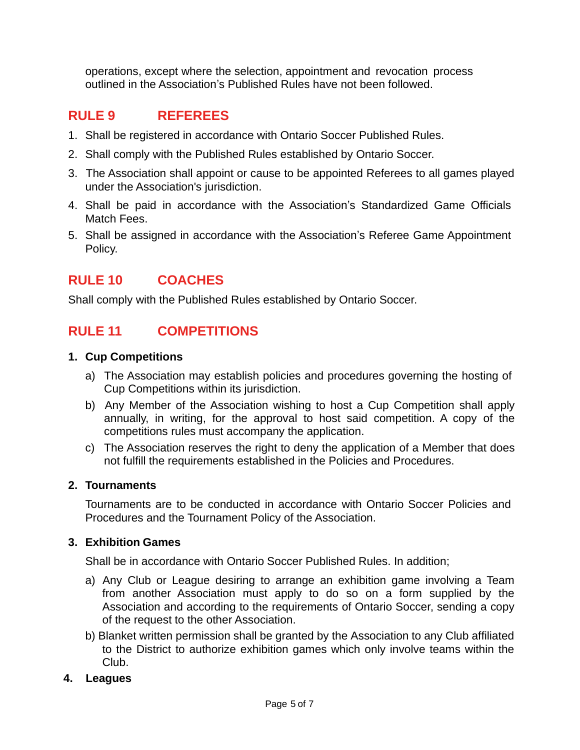operations, except where the selection, appointment and revocation process outlined in the Association's Published Rules have not been followed.

## RULE 9 REFEREES

1. Shall be registered in accordance with Ontario Soccer Published Rules.
2. Shall comply with the Published Rules established by Ontario Soccer.
3. The Association shall appoint or cause to be appointed Referees to all games played under the Association's jurisdiction.
4. Shall be paid in accordance with the Association's Standardized Game Officials Match Fees.
5. Shall be assigned in accordance with the Association's Referee Game Appointment Policy.

## RULE 10 COACHES

Shall comply with the Published Rules established by Ontario Soccer.

## RULE 11 COMPETITIONS

**1. Cup Competitions**

a) The Association may establish policies and procedures governing the hosting of Cup Competitions within its jurisdiction.

b) Any Member of the Association wishing to host a Cup Competition shall apply annually, in writing, for the approval to host said competition. A copy of the competitions rules must accompany the application.

c) The Association reserves the right to deny the application of a Member that does not fulfill the requirements established in the Policies and Procedures.

**2. Tournaments**

Tournaments are to be conducted in accordance with Ontario Soccer Policies and Procedures and the Tournament Policy of the Association.

**3. Exhibition Games**

Shall be in accordance with Ontario Soccer Published Rules. In addition;

a) Any Club or League desiring to arrange an exhibition game involving a Team from another Association must apply to do so on a form supplied by the Association and according to the requirements of Ontario Soccer, sending a copy of the request to the other Association.

b) Blanket written permission shall be granted by the Association to any Club affiliated to the District to authorize exhibition games which only involve teams within the Club.

**4. Leagues**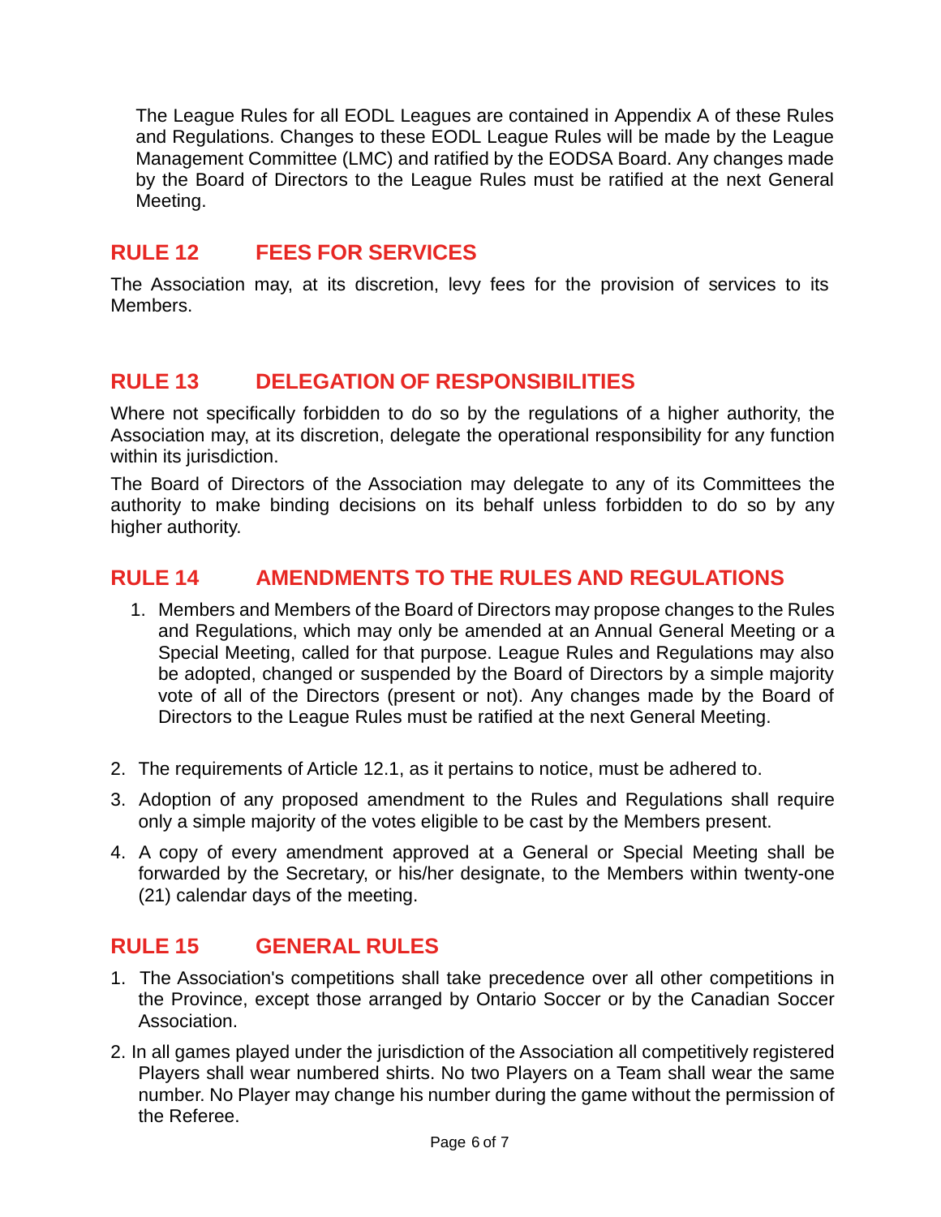The League Rules for all EODL Leagues are contained in Appendix A of these Rules and Regulations. Changes to these EODL League Rules will be made by the League Management Committee (LMC) and ratified by the EODSA Board. Any changes made by the Board of Directors to the League Rules must be ratified at the next General Meeting.

## RULE 12 FEES FOR SERVICES

The Association may, at its discretion, levy fees for the provision of services to its Members.

## RULE 13 DELEGATION OF RESPONSIBILITIES

Where not specifically forbidden to do so by the regulations of a higher authority, the Association may, at its discretion, delegate the operational responsibility for any function within its jurisdiction.

The Board of Directors of the Association may delegate to any of its Committees the authority to make binding decisions on its behalf unless forbidden to do so by any higher authority.

## RULE 14 AMENDMENTS TO THE RULES AND REGULATIONS

1. Members and Members of the Board of Directors may propose changes to the Rules and Regulations, which may only be amended at an Annual General Meeting or a Special Meeting, called for that purpose. League Rules and Regulations may also be adopted, changed or suspended by the Board of Directors by a simple majority vote of all of the Directors (present or not). Any changes made by the Board of Directors to the League Rules must be ratified at the next General Meeting.

2. The requirements of Article 12.1, as it pertains to notice, must be adhered to.

3. Adoption of any proposed amendment to the Rules and Regulations shall require only a simple majority of the votes eligible to be cast by the Members present.

4. A copy of every amendment approved at a General or Special Meeting shall be forwarded by the Secretary, or his/her designate, to the Members within twenty-one (21) calendar days of the meeting.

## RULE 15 GENERAL RULES

1. The Association's competitions shall take precedence over all other competitions in the Province, except those arranged by Ontario Soccer or by the Canadian Soccer Association.

2. In all games played under the jurisdiction of the Association all competitively registered Players shall wear numbered shirts. No two Players on a Team shall wear the same number. No Player may change his number during the game without the permission of the Referee.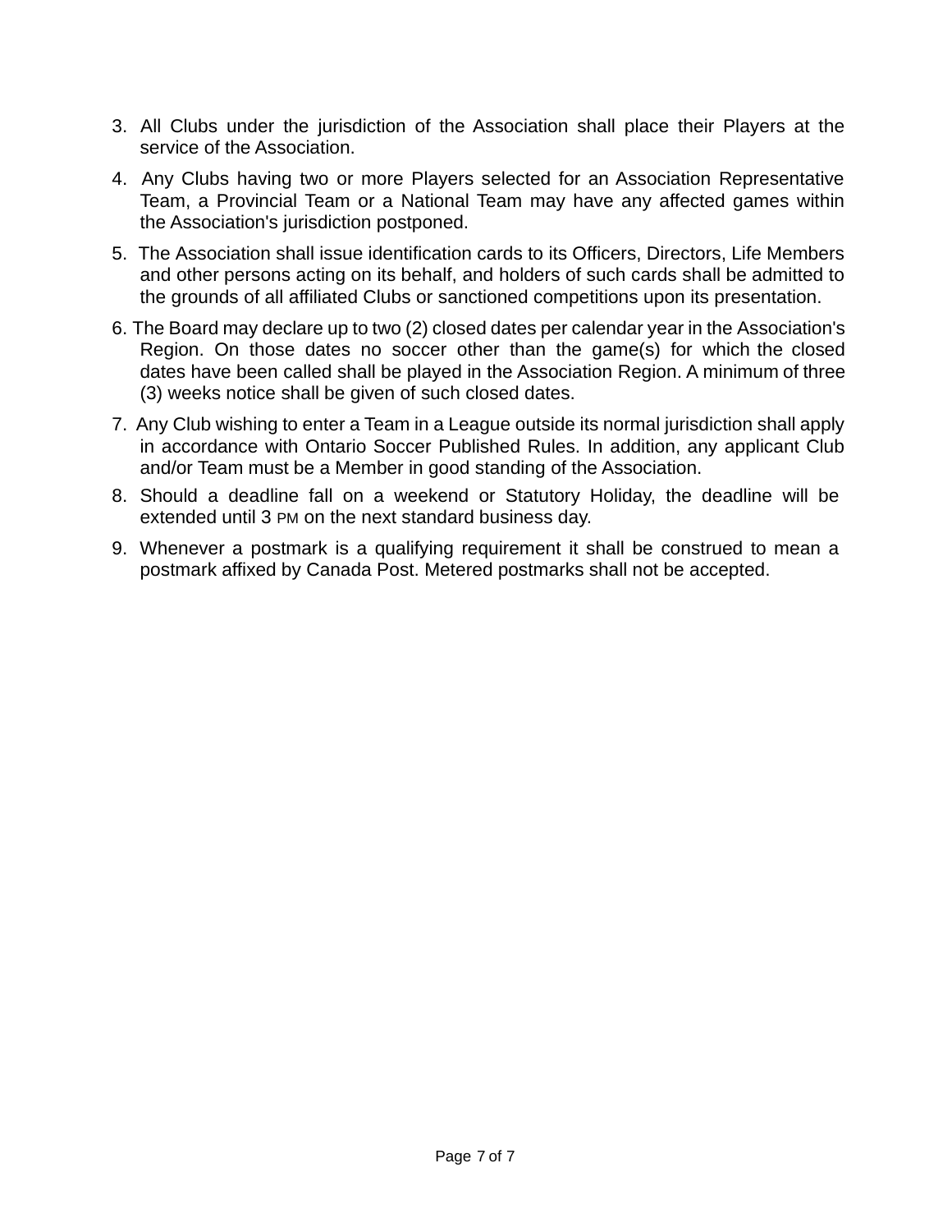3. All Clubs under the jurisdiction of the Association shall place their Players at the service of the Association.
4. Any Clubs having two or more Players selected for an Association Representative Team, a Provincial Team or a National Team may have any affected games within the Association's jurisdiction postponed.
5. The Association shall issue identification cards to its Officers, Directors, Life Members and other persons acting on its behalf, and holders of such cards shall be admitted to the grounds of all affiliated Clubs or sanctioned competitions upon its presentation.
6. The Board may declare up to two (2) closed dates per calendar year in the Association's Region. On those dates no soccer other than the game(s) for which the closed dates have been called shall be played in the Association Region. A minimum of three (3) weeks notice shall be given of such closed dates.
7. Any Club wishing to enter a Team in a League outside its normal jurisdiction shall apply in accordance with Ontario Soccer Published Rules. In addition, any applicant Club and/or Team must be a Member in good standing of the Association.
8. Should a deadline fall on a weekend or Statutory Holiday, the deadline will be extended until 3 PM on the next standard business day.
9. Whenever a postmark is a qualifying requirement it shall be construed to mean a postmark affixed by Canada Post. Metered postmarks shall not be accepted.